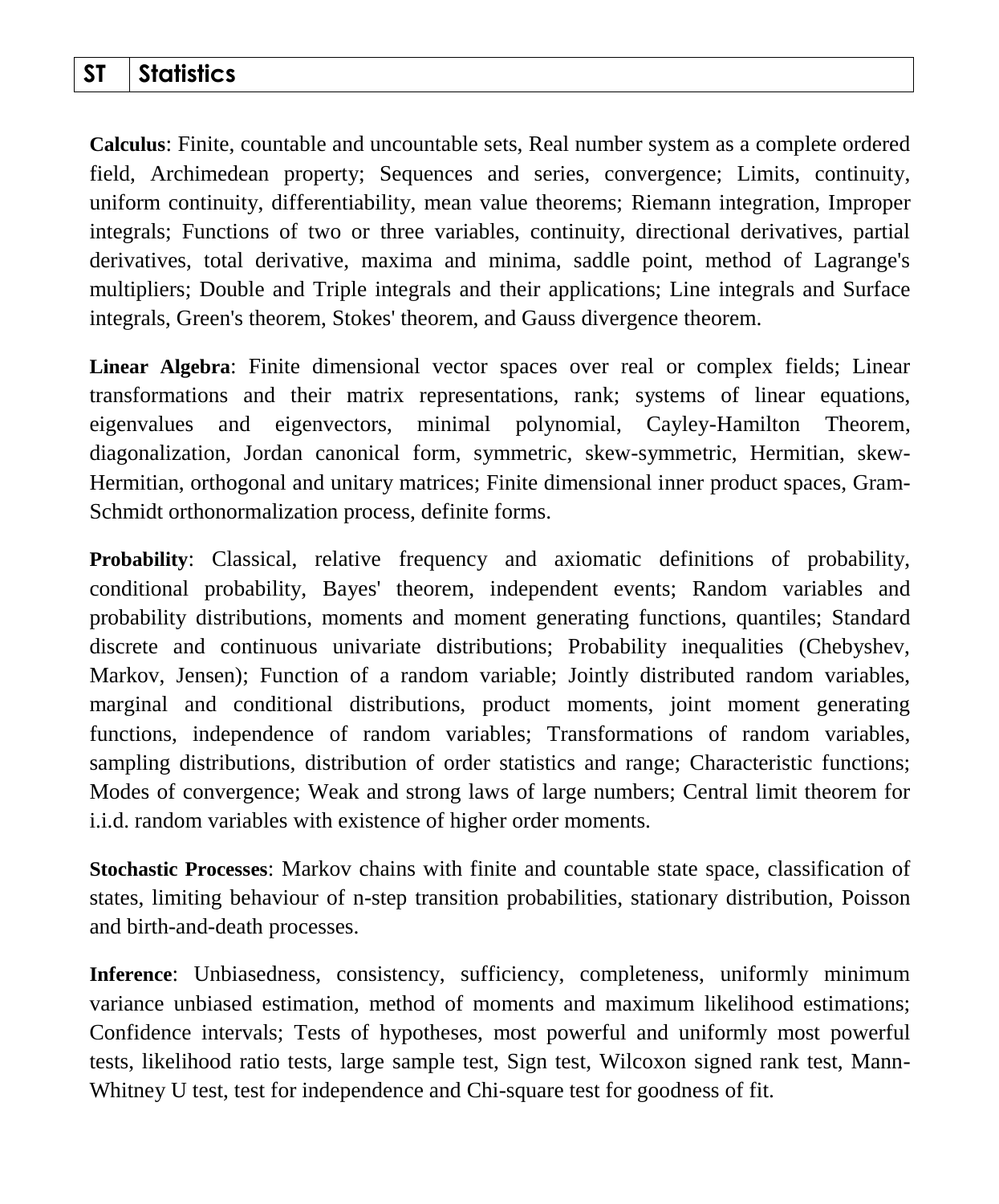| ST | Statistics |
|---|---|

**Calculus**: Finite, countable and uncountable sets, Real number system as a complete ordered field, Archimedean property; Sequences and series, convergence; Limits, continuity, uniform continuity, differentiability, mean value theorems; Riemann integration, Improper integrals; Functions of two or three variables, continuity, directional derivatives, partial derivatives, total derivative, maxima and minima, saddle point, method of Lagrange's multipliers; Double and Triple integrals and their applications; Line integrals and Surface integrals, Green's theorem, Stokes' theorem, and Gauss divergence theorem.

**Linear Algebra**: Finite dimensional vector spaces over real or complex fields; Linear transformations and their matrix representations, rank; systems of linear equations, eigenvalues and eigenvectors, minimal polynomial, Cayley-Hamilton Theorem, diagonalization, Jordan canonical form, symmetric, skew-symmetric, Hermitian, skew-Hermitian, orthogonal and unitary matrices; Finite dimensional inner product spaces, Gram-Schmidt orthonormalization process, definite forms.

**Probability**: Classical, relative frequency and axiomatic definitions of probability, conditional probability, Bayes' theorem, independent events; Random variables and probability distributions, moments and moment generating functions, quantiles; Standard discrete and continuous univariate distributions; Probability inequalities (Chebyshev, Markov, Jensen); Function of a random variable; Jointly distributed random variables, marginal and conditional distributions, product moments, joint moment generating functions, independence of random variables; Transformations of random variables, sampling distributions, distribution of order statistics and range; Characteristic functions; Modes of convergence; Weak and strong laws of large numbers; Central limit theorem for i.i.d. random variables with existence of higher order moments.

**Stochastic Processes**: Markov chains with finite and countable state space, classification of states, limiting behaviour of n-step transition probabilities, stationary distribution, Poisson and birth-and-death processes.

**Inference**: Unbiasedness, consistency, sufficiency, completeness, uniformly minimum variance unbiased estimation, method of moments and maximum likelihood estimations; Confidence intervals; Tests of hypotheses, most powerful and uniformly most powerful tests, likelihood ratio tests, large sample test, Sign test, Wilcoxon signed rank test, Mann-Whitney U test, test for independence and Chi-square test for goodness of fit.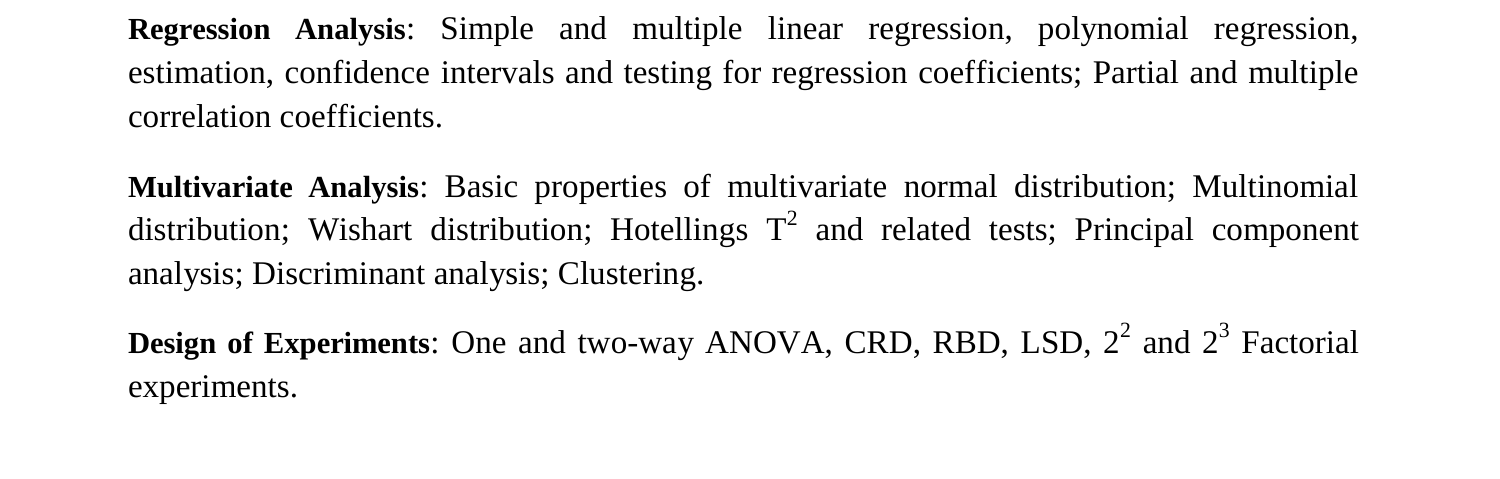**Regression Analysis**: Simple and multiple linear regression, polynomial regression, estimation, confidence intervals and testing for regression coefficients; Partial and multiple correlation coefficients.

**Multivariate Analysis**: Basic properties of multivariate normal distribution; Multinomial distribution; Wishart distribution; Hotellings $T^2$ and related tests; Principal component analysis; Discriminant analysis; Clustering.

**Design of Experiments**: One and two-way ANOVA, CRD, RBD, LSD, $2^2$ and $2^3$ Factorial experiments.